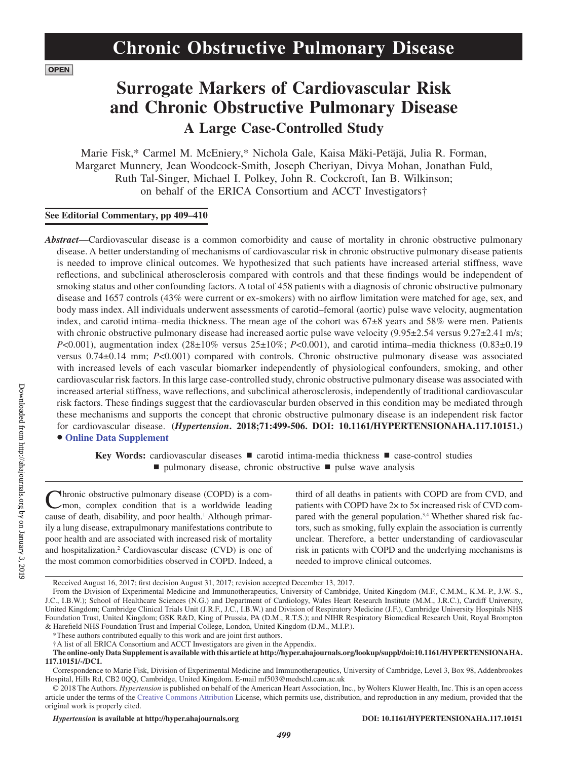# Chronic Obstructive Pulmonary Disease

**OPEN**

# Surrogate Markers of Cardiovascular Risk and Chronic Obstructive Pulmonary Disease

## A Large Case-Controlled Study

Marie Fisk,* Carmel M. McEniery,* Nichola Gale, Kaisa Mäki-Petäjä, Julia R. Forman, Margaret Munnery, Jean Woodcock-Smith, Joseph Cheriyan, Divya Mohan, Jonathan Fuld, Ruth Tal-Singer, Michael I. Polkey, John R. Cockcroft, Ian B. Wilkinson; on behalf of the ERICA Consortium and ACCT Investigators†

**See Editorial Commentary, pp 409–410**

***Abstract***—Cardiovascular disease is a common comorbidity and cause of mortality in chronic obstructive pulmonary disease. A better understanding of mechanisms of cardiovascular risk in chronic obstructive pulmonary disease patients is needed to improve clinical outcomes. We hypothesized that such patients have increased arterial stiffness, wave reflections, and subclinical atherosclerosis compared with controls and that these findings would be independent of smoking status and other confounding factors. A total of 458 patients with a diagnosis of chronic obstructive pulmonary disease and 1657 controls (43% were current or ex-smokers) with no airflow limitation were matched for age, sex, and body mass index. All individuals underwent assessments of carotid–femoral (aortic) pulse wave velocity, augmentation index, and carotid intima–media thickness. The mean age of the cohort was 67±8 years and 58% were men. Patients with chronic obstructive pulmonary disease had increased aortic pulse wave velocity (9.95±2.54 versus 9.27±2.41 m/s; *P*<0.001), augmentation index (28±10% versus 25±10%; *P*<0.001), and carotid intima–media thickness (0.83±0.19 versus 0.74±0.14 mm; *P*<0.001) compared with controls. Chronic obstructive pulmonary disease was associated with increased levels of each vascular biomarker independently of physiological confounders, smoking, and other cardiovascular risk factors. In this large case-controlled study, chronic obstructive pulmonary disease was associated with increased arterial stiffness, wave reflections, and subclinical atherosclerosis, independently of traditional cardiovascular risk factors. These findings suggest that the cardiovascular burden observed in this condition may be mediated through these mechanisms and supports the concept that chronic obstructive pulmonary disease is an independent risk factor for cardiovascular disease. **(*Hypertension*. 2018;71:499-506. DOI: 10.1161/HYPERTENSIONAHA.117.10151.)** • **Online Data Supplement**

**Key Words:** cardiovascular diseases ■ carotid intima-media thickness ■ case-control studies ■ pulmonary disease, chronic obstructive ■ pulse wave analysis

Chronic obstructive pulmonary disease (COPD) is a common, complex condition that is a worldwide leading cause of death, disability, and poor health.[1] Although primarily a lung disease, extrapulmonary manifestations contribute to poor health and are associated with increased risk of mortality and hospitalization.[2] Cardiovascular disease (CVD) is one of the most common comorbidities observed in COPD. Indeed, a third of all deaths in patients with COPD are from CVD, and patients with COPD have 2× to 5× increased risk of CVD compared with the general population.[3,4] Whether shared risk factors, such as smoking, fully explain the association is currently unclear. Therefore, a better understanding of cardiovascular risk in patients with COPD and the underlying mechanisms is needed to improve clinical outcomes.

Received August 16, 2017; first decision August 31, 2017; revision accepted December 13, 2017.

From the Division of Experimental Medicine and Immunotherapeutics, University of Cambridge, United Kingdom (M.F., C.M.M., K.M.-P., J.W.-S., J.C., I.B.W.); School of Healthcare Sciences (N.G.) and Department of Cardiology, Wales Heart Research Institute (M.M., J.R.C.), Cardiff University, United Kingdom; Cambridge Clinical Trials Unit (J.R.F., J.C., I.B.W.) and Division of Respiratory Medicine (J.F.), Cambridge University Hospitals NHS Foundation Trust, United Kingdom; GSK R&D, King of Prussia, PA (D.M., R.T.S.); and NIHR Respiratory Biomedical Research Unit, Royal Brompton & Harefield NHS Foundation Trust and Imperial College, London, United Kingdom (D.M., M.I.P.).

*These authors contributed equally to this work and are joint first authors.

†A list of all ERICA Consortium and ACCT Investigators are given in the Appendix.

**The online-only Data Supplement is available with this article at http://hyper.ahajournals.org/lookup/suppl/doi:10.1161/HYPERTENSIONAHA.117.10151/-/DC1.**

Correspondence to Marie Fisk, Division of Experimental Medicine and Immunotherapeutics, University of Cambridge, Level 3, Box 98, Addenbrookes Hospital, Hills Rd, CB2 0QQ, Cambridge, United Kingdom. E-mail mf503@medschl.cam.ac.uk

© 2018 The Authors. *Hypertension* is published on behalf of the American Heart Association, Inc., by Wolters Kluwer Health, Inc. This is an open access article under the terms of the Creative Commons Attribution License, which permits use, distribution, and reproduction in any medium, provided that the original work is properly cited.

*Hypertension* is available at http://hyper.ahajournals.org DOI: 10.1161/HYPERTENSIONAHA.117.10151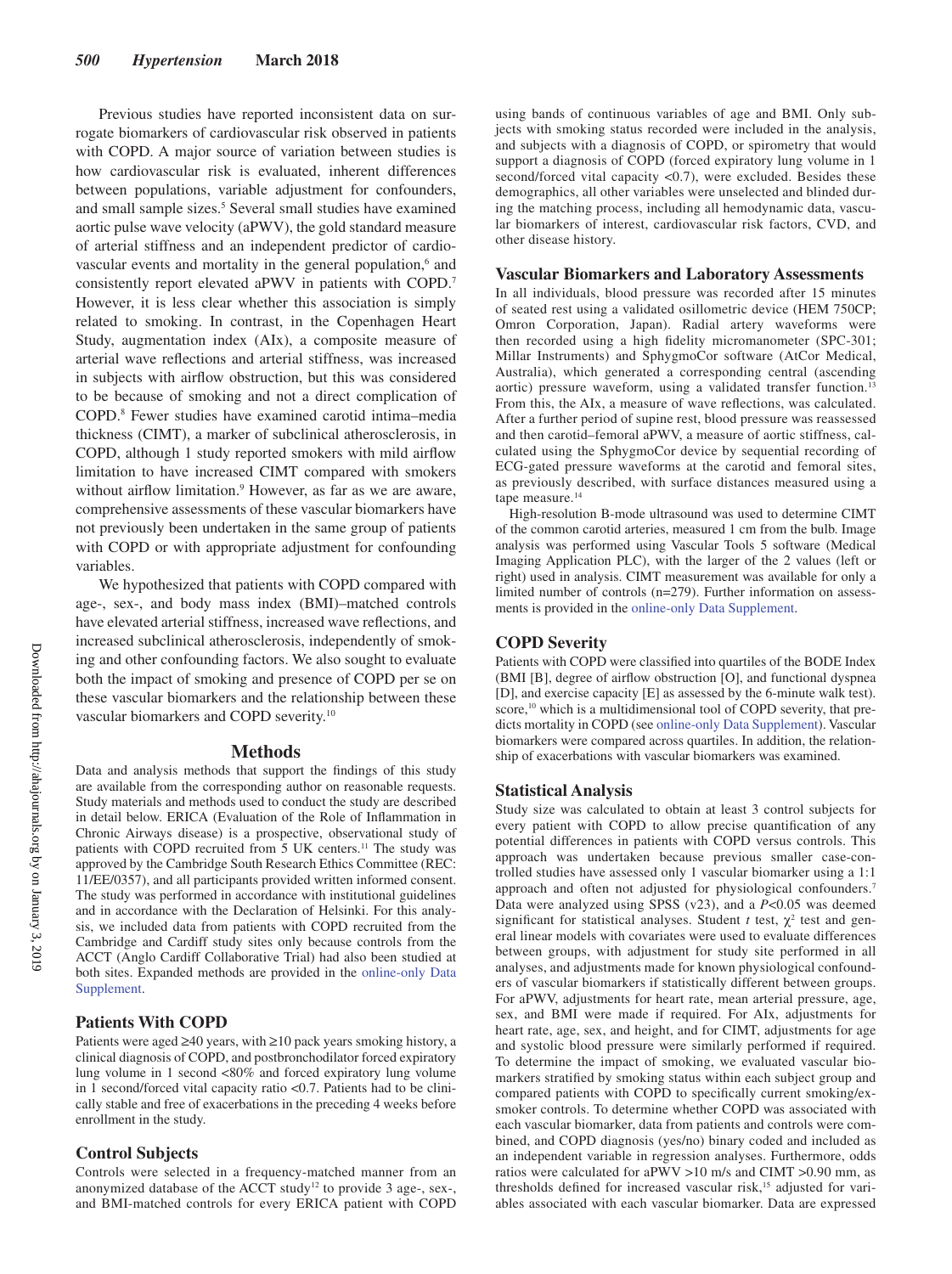Previous studies have reported inconsistent data on surrogate biomarkers of cardiovascular risk observed in patients with COPD. A major source of variation between studies is how cardiovascular risk is evaluated, inherent differences between populations, variable adjustment for confounders, and small sample sizes.[5] Several small studies have examined aortic pulse wave velocity (aPWV), the gold standard measure of arterial stiffness and an independent predictor of cardiovascular events and mortality in the general population,[6] and consistently report elevated aPWV in patients with COPD.[7] However, it is less clear whether this association is simply related to smoking. In contrast, in the Copenhagen Heart Study, augmentation index (AIx), a composite measure of arterial wave reflections and arterial stiffness, was increased in subjects with airflow obstruction, but this was considered to be because of smoking and not a direct complication of COPD.[8] Fewer studies have examined carotid intima–media thickness (CIMT), a marker of subclinical atherosclerosis, in COPD, although 1 study reported smokers with mild airflow limitation to have increased CIMT compared with smokers without airflow limitation.[9] However, as far as we are aware, comprehensive assessments of these vascular biomarkers have not previously been undertaken in the same group of patients with COPD or with appropriate adjustment for confounding variables.

We hypothesized that patients with COPD compared with age-, sex-, and body mass index (BMI)–matched controls have elevated arterial stiffness, increased wave reflections, and increased subclinical atherosclerosis, independently of smoking and other confounding factors. We also sought to evaluate both the impact of smoking and presence of COPD per se on these vascular biomarkers and the relationship between these vascular biomarkers and COPD severity.[10]

## Methods

Data and analysis methods that support the findings of this study are available from the corresponding author on reasonable requests. Study materials and methods used to conduct the study are described in detail below. ERICA (Evaluation of the Role of Inflammation in Chronic Airways disease) is a prospective, observational study of patients with COPD recruited from 5 UK centers.[11] The study was approved by the Cambridge South Research Ethics Committee (REC: 11/EE/0357), and all participants provided written informed consent. The study was performed in accordance with institutional guidelines and in accordance with the Declaration of Helsinki. For this analysis, we included data from patients with COPD recruited from the Cambridge and Cardiff study sites only because controls from the ACCT (Anglo Cardiff Collaborative Trial) had also been studied at both sites. Expanded methods are provided in the online-only Data Supplement.

### Patients With COPD

Patients were aged ≥40 years, with ≥10 pack years smoking history, a clinical diagnosis of COPD, and postbronchodilator forced expiratory lung volume in 1 second <80% and forced expiratory lung volume in 1 second/forced vital capacity ratio <0.7. Patients had to be clinically stable and free of exacerbations in the preceding 4 weeks before enrollment in the study.

### Control Subjects

Controls were selected in a frequency-matched manner from an anonymized database of the ACCT study[12] to provide 3 age-, sex-, and BMI-matched controls for every ERICA patient with COPD using bands of continuous variables of age and BMI. Only subjects with smoking status recorded were included in the analysis, and subjects with a diagnosis of COPD, or spirometry that would support a diagnosis of COPD (forced expiratory lung volume in 1 second/forced vital capacity <0.7), were excluded. Besides these demographics, all other variables were unselected and blinded during the matching process, including all hemodynamic data, vascular biomarkers of interest, cardiovascular risk factors, CVD, and other disease history.

### Vascular Biomarkers and Laboratory Assessments

In all individuals, blood pressure was recorded after 15 minutes of seated rest using a validated osillometric device (HEM 750CP; Omron Corporation, Japan). Radial artery waveforms were then recorded using a high fidelity micromanometer (SPC-301; Millar Instruments) and SphygmoCor software (AtCor Medical, Australia), which generated a corresponding central (ascending aortic) pressure waveform, using a validated transfer function.[13] From this, the AIx, a measure of wave reflections, was calculated. After a further period of supine rest, blood pressure was reassessed and then carotid–femoral aPWV, a measure of aortic stiffness, calculated using the SphygmoCor device by sequential recording of ECG-gated pressure waveforms at the carotid and femoral sites, as previously described, with surface distances measured using a tape measure.[14]

High-resolution B-mode ultrasound was used to determine CIMT of the common carotid arteries, measured 1 cm from the bulb. Image analysis was performed using Vascular Tools 5 software (Medical Imaging Application PLC), with the larger of the 2 values (left or right) used in analysis. CIMT measurement was available for only a limited number of controls (n=279). Further information on assessments is provided in the online-only Data Supplement.

### COPD Severity

Patients with COPD were classified into quartiles of the BODE Index (BMI [B], degree of airflow obstruction [O], and functional dyspnea [D], and exercise capacity [E] as assessed by the 6-minute walk test). score,[10] which is a multidimensional tool of COPD severity, that predicts mortality in COPD (see online-only Data Supplement). Vascular biomarkers were compared across quartiles. In addition, the relationship of exacerbations with vascular biomarkers was examined.

### Statistical Analysis

Study size was calculated to obtain at least 3 control subjects for every patient with COPD to allow precise quantification of any potential differences in patients with COPD versus controls. This approach was undertaken because previous smaller case-controlled studies have assessed only 1 vascular biomarker using a 1:1 approach and often not adjusted for physiological confounders.[7] Data were analyzed using SPSS (v23), and a $P<0.05$ was deemed significant for statistical analyses. Student *t* test, $\chi^2$ test and general linear models with covariates were used to evaluate differences between groups, with adjustment for study site performed in all analyses, and adjustments made for known physiological confounders of vascular biomarkers if statistically different between groups. For aPWV, adjustments for heart rate, mean arterial pressure, age, sex, and BMI were made if required. For AIx, adjustments for heart rate, age, sex, and height, and for CIMT, adjustments for age and systolic blood pressure were similarly performed if required. To determine the impact of smoking, we evaluated vascular biomarkers stratified by smoking status within each subject group and compared patients with COPD to specifically current smoking/ex-smoker controls. To determine whether COPD was associated with each vascular biomarker, data from patients and controls were combined, and COPD diagnosis (yes/no) binary coded and included as an independent variable in regression analyses. Furthermore, odds ratios were calculated for aPWV >10 m/s and CIMT >0.90 mm, as thresholds defined for increased vascular risk,[15] adjusted for variables associated with each vascular biomarker. Data are expressed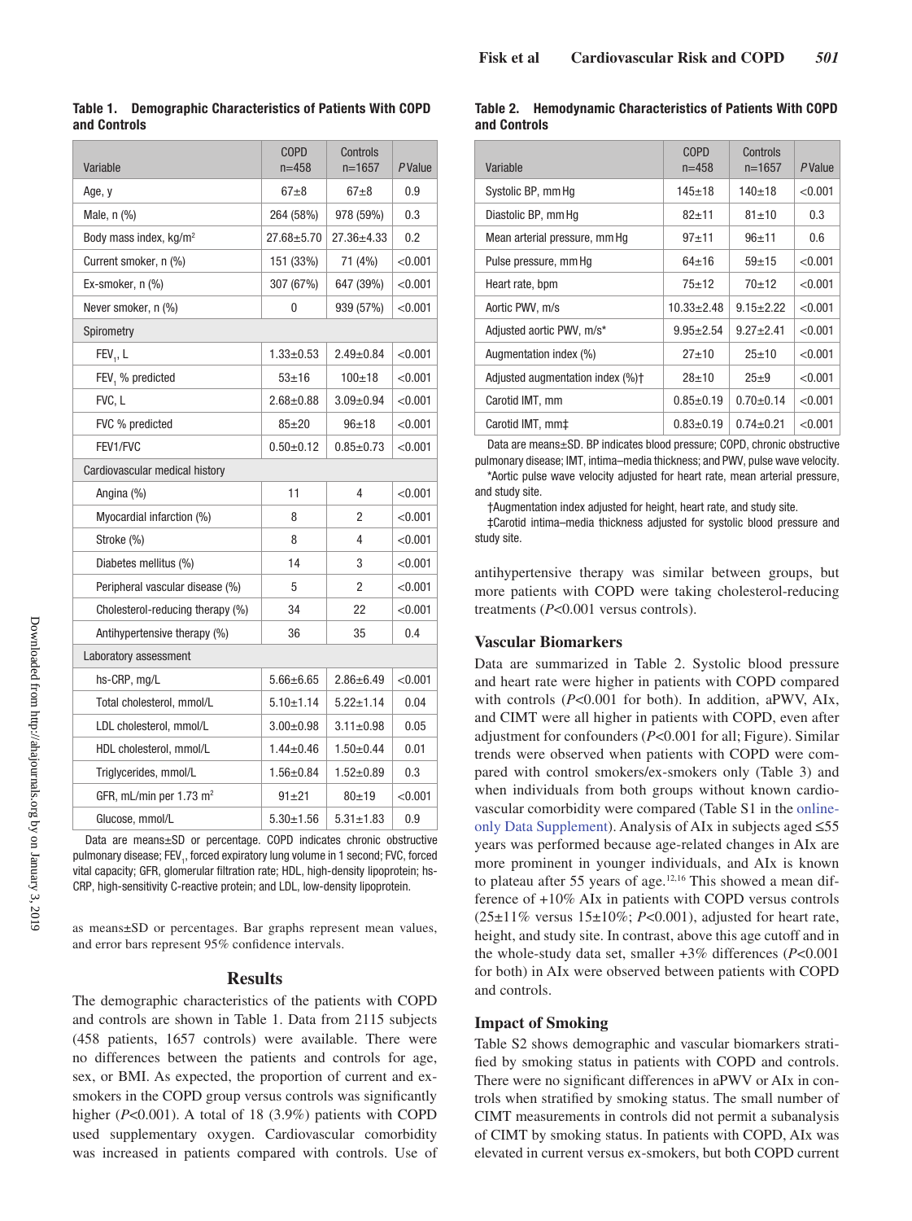**Table 1. Demographic Characteristics of Patients With COPD and Controls**

| Variable | COPD n=458 | Controls n=1657 | *P* Value |
|---|---|---|---|
| Age, y | 67±8 | 67±8 | 0.9 |
| Male, n (%) | 264 (58%) | 978 (59%) | 0.3 |
| Body mass index, kg/m$^2$ | 27.68±5.70 | 27.36±4.33 | 0.2 |
| Current smoker, n (%) | 151 (33%) | 71 (4%) | <0.001 |
| Ex-smoker, n (%) | 307 (67%) | 647 (39%) | <0.001 |
| Never smoker, n (%) | 0 | 939 (57%) | <0.001 |
| Spirometry | | | |
| $FEV_1$, L | 1.33±0.53 | 2.49±0.84 | <0.001 |
| $FEV_1$ % predicted | 53±16 | 100±18 | <0.001 |
| FVC, L | 2.68±0.88 | 3.09±0.94 | <0.001 |
| FVC % predicted | 85±20 | 96±18 | <0.001 |
| FEV1/FVC | 0.50±0.12 | 0.85±0.73 | <0.001 |
| Cardiovascular medical history | | | |
| Angina (%) | 11 | 4 | <0.001 |
| Myocardial infarction (%) | 8 | 2 | <0.001 |
| Stroke (%) | 8 | 4 | <0.001 |
| Diabetes mellitus (%) | 14 | 3 | <0.001 |
| Peripheral vascular disease (%) | 5 | 2 | <0.001 |
| Cholesterol-reducing therapy (%) | 34 | 22 | <0.001 |
| Antihypertensive therapy (%) | 36 | 35 | 0.4 |
| Laboratory assessment | | | |
| hs-CRP, mg/L | 5.66±6.65 | 2.86±6.49 | <0.001 |
| Total cholesterol, mmol/L | 5.10±1.14 | 5.22±1.14 | 0.04 |
| LDL cholesterol, mmol/L | 3.00±0.98 | 3.11±0.98 | 0.05 |
| HDL cholesterol, mmol/L | 1.44±0.46 | 1.50±0.44 | 0.01 |
| Triglycerides, mmol/L | 1.56±0.84 | 1.52±0.89 | 0.3 |
| GFR, mL/min per 1.73 m$^2$ | 91±21 | 80±19 | <0.001 |
| Glucose, mmol/L | 5.30±1.56 | 5.31±1.83 | 0.9 |

Data are means±SD or percentage. COPD indicates chronic obstructive pulmonary disease; $FEV_1$, forced expiratory lung volume in 1 second; FVC, forced vital capacity; GFR, glomerular filtration rate; HDL, high-density lipoprotein; hs-CRP, high-sensitivity C-reactive protein; and LDL, low-density lipoprotein.

as means±SD or percentages. Bar graphs represent mean values, and error bars represent 95% confidence intervals.

## Results

The demographic characteristics of the patients with COPD and controls are shown in Table 1. Data from 2115 subjects (458 patients, 1657 controls) were available. There were no differences between the patients and controls for age, sex, or BMI. As expected, the proportion of current and ex-smokers in the COPD group versus controls was significantly higher ($P$<0.001). A total of 18 (3.9%) patients with COPD used supplementary oxygen. Cardiovascular comorbidity was increased in patients compared with controls. Use of antihypertensive therapy was similar between groups, but more patients with COPD were taking cholesterol-reducing treatments ($P$<0.001 versus controls).

**Table 2. Hemodynamic Characteristics of Patients With COPD and Controls**

| Variable | COPD n=458 | Controls n=1657 | *P* Value |
|---|---|---|---|
| Systolic BP, mm Hg | 145±18 | 140±18 | <0.001 |
| Diastolic BP, mm Hg | 82±11 | 81±10 | 0.3 |
| Mean arterial pressure, mm Hg | 97±11 | 96±11 | 0.6 |
| Pulse pressure, mm Hg | 64±16 | 59±15 | <0.001 |
| Heart rate, bpm | 75±12 | 70±12 | <0.001 |
| Aortic PWV, m/s | 10.33±2.48 | 9.15±2.22 | <0.001 |
| Adjusted aortic PWV, m/s* | 9.95±2.54 | 9.27±2.41 | <0.001 |
| Augmentation index (%) | 27±10 | 25±10 | <0.001 |
| Adjusted augmentation index (%)† | 28±10 | 25±9 | <0.001 |
| Carotid IMT, mm | 0.85±0.19 | 0.70±0.14 | <0.001 |
| Carotid IMT, mm‡ | 0.83±0.19 | 0.74±0.21 | <0.001 |

Data are means±SD. BP indicates blood pressure; COPD, chronic obstructive pulmonary disease; IMT, intima–media thickness; and PWV, pulse wave velocity.

*Aortic pulse wave velocity adjusted for heart rate, mean arterial pressure, and study site.

†Augmentation index adjusted for height, heart rate, and study site.

‡Carotid intima–media thickness adjusted for systolic blood pressure and study site.

### Vascular Biomarkers

Data are summarized in Table 2. Systolic blood pressure and heart rate were higher in patients with COPD compared with controls ($P$<0.001 for both). In addition, aPWV, AIx, and CIMT were all higher in patients with COPD, even after adjustment for confounders ($P$<0.001 for all; Figure). Similar trends were observed when patients with COPD were compared with control smokers/ex-smokers only (Table 3) and when individuals from both groups without known cardiovascular comorbidity were compared (Table S1 in the online-only Data Supplement). Analysis of AIx in subjects aged ≤55 years was performed because age-related changes in AIx are more prominent in younger individuals, and AIx is known to plateau after 55 years of age.[12,16] This showed a mean difference of +10% AIx in patients with COPD versus controls (25±11% versus 15±10%; $P$<0.001), adjusted for heart rate, height, and study site. In contrast, above this age cutoff and in the whole-study data set, smaller +3% differences ($P$<0.001 for both) in AIx were observed between patients with COPD and controls.

### Impact of Smoking

Table S2 shows demographic and vascular biomarkers stratified by smoking status in patients with COPD and controls. There were no significant differences in aPWV or AIx in controls when stratified by smoking status. The small number of CIMT measurements in controls did not permit a subanalysis of CIMT by smoking status. In patients with COPD, AIx was elevated in current versus ex-smokers, but both COPD current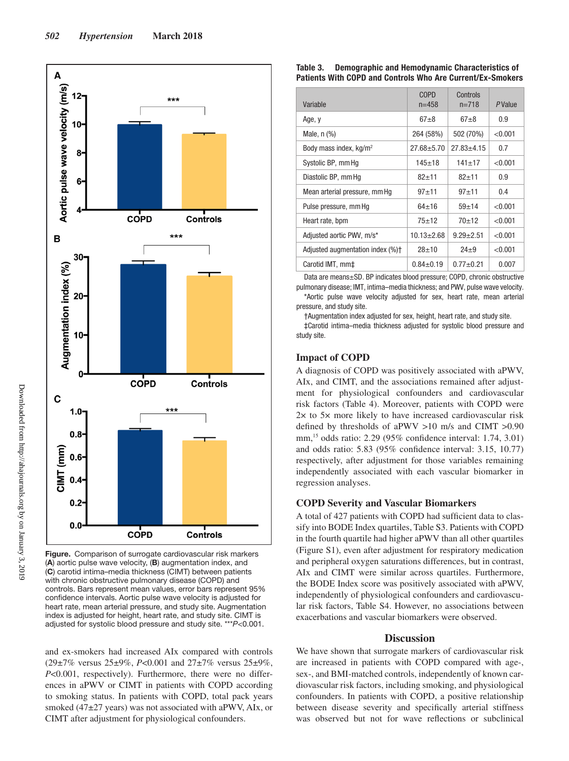**Figure.** Comparison of surrogate cardiovascular risk markers (**A**) aortic pulse wave velocity, (**B**) augmentation index, and (**C**) carotid intima–media thickness (CIMT) between patients with chronic obstructive pulmonary disease (COPD) and controls. Bars represent mean values, error bars represent 95% confidence intervals. Aortic pulse wave velocity is adjusted for heart rate, mean arterial pressure, and study site. Augmentation index is adjusted for height, heart rate, and study site. CIMT is adjusted for systolic blood pressure and study site. ****P*<0.001.

and ex-smokers had increased AIx compared with controls (29±7% versus 25±9%, *P*<0.001 and 27±7% versus 25±9%, *P*<0.001, respectively). Furthermore, there were no differences in aPWV or CIMT in patients with COPD according to smoking status. In patients with COPD, total pack years smoked (47±27 years) was not associated with aPWV, AIx, or CIMT after adjustment for physiological confounders.

**Table 3. Demographic and Hemodynamic Characteristics of Patients With COPD and Controls Who Are Current/Ex-Smokers**

| Variable | COPD n=458 | Controls n=718 | *P* Value |
|---|---|---|---|
| Age, y | 67±8 | 67±8 | 0.9 |
| Male, n (%) | 264 (58%) | 502 (70%) | <0.001 |
| Body mass index, kg/m² | 27.68±5.70 | 27.83±4.15 | 0.7 |
| Systolic BP, mm Hg | 145±18 | 141±17 | <0.001 |
| Diastolic BP, mm Hg | 82±11 | 82±11 | 0.9 |
| Mean arterial pressure, mm Hg | 97±11 | 97±11 | 0.4 |
| Pulse pressure, mm Hg | 64±16 | 59±14 | <0.001 |
| Heart rate, bpm | 75±12 | 70±12 | <0.001 |
| Adjusted aortic PWV, m/s* | 10.13±2.68 | 9.29±2.51 | <0.001 |
| Adjusted augmentation index (%)† | 28±10 | 24±9 | <0.001 |
| Carotid IMT, mm‡ | 0.84±0.19 | 0.77±0.21 | 0.007 |

Data are means±SD. BP indicates blood pressure; COPD, chronic obstructive pulmonary disease; IMT, intima–media thickness; and PWV, pulse wave velocity.

*Aortic pulse wave velocity adjusted for sex, heart rate, mean arterial pressure, and study site.

†Augmentation index adjusted for sex, height, heart rate, and study site.

‡Carotid intima–media thickness adjusted for systolic blood pressure and study site.

## Impact of COPD

A diagnosis of COPD was positively associated with aPWV, AIx, and CIMT, and the associations remained after adjustment for physiological confounders and cardiovascular risk factors (Table 4). Moreover, patients with COPD were 2× to 5× more likely to have increased cardiovascular risk defined by thresholds of aPWV >10 m/s and CIMT >0.90 mm,[15] odds ratio: 2.29 (95% confidence interval: 1.74, 3.01) and odds ratio: 5.83 (95% confidence interval: 3.15, 10.77) respectively, after adjustment for those variables remaining independently associated with each vascular biomarker in regression analyses.

## COPD Severity and Vascular Biomarkers

A total of 427 patients with COPD had sufficient data to classify into BODE Index quartiles, Table S3. Patients with COPD in the fourth quartile had higher aPWV than all other quartiles (Figure S1), even after adjustment for respiratory medication and peripheral oxygen saturations differences, but in contrast, AIx and CIMT were similar across quartiles. Furthermore, the BODE Index score was positively associated with aPWV, independently of physiological confounders and cardiovascular risk factors, Table S4. However, no associations between exacerbations and vascular biomarkers were observed.

# Discussion

We have shown that surrogate markers of cardiovascular risk are increased in patients with COPD compared with age-, sex-, and BMI-matched controls, independently of known cardiovascular risk factors, including smoking, and physiological confounders. In patients with COPD, a positive relationship between disease severity and specifically arterial stiffness was observed but not for wave reflections or subclinical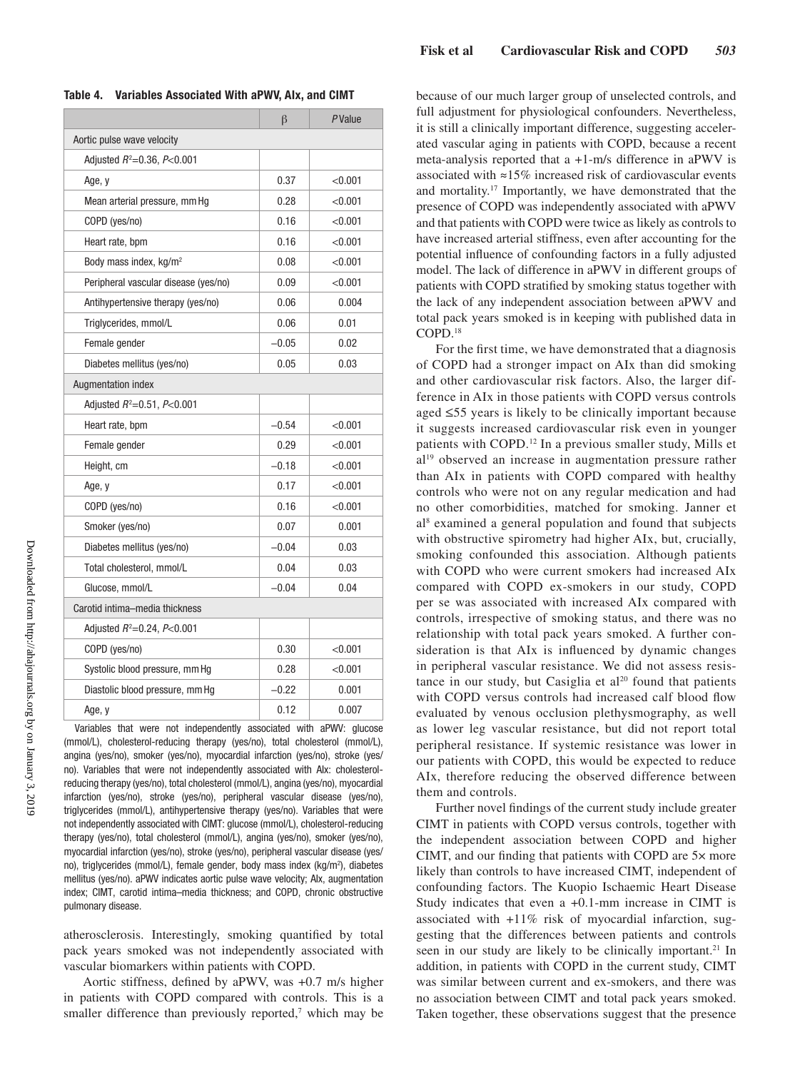**Table 4. Variables Associated With aPWV, AIx, and CIMT**

| | β | *P* Value |
|---|---|---|
| Aortic pulse wave velocity | | |
| Adjusted $R^2$=0.36, $P$<0.001 | | |
| Age, y | 0.37 | <0.001 |
| Mean arterial pressure, mm Hg | 0.28 | <0.001 |
| COPD (yes/no) | 0.16 | <0.001 |
| Heart rate, bpm | 0.16 | <0.001 |
| Body mass index, kg/m$^2$ | 0.08 | <0.001 |
| Peripheral vascular disease (yes/no) | 0.09 | <0.001 |
| Antihypertensive therapy (yes/no) | 0.06 | 0.004 |
| Triglycerides, mmol/L | 0.06 | 0.01 |
| Female gender | −0.05 | 0.02 |
| Diabetes mellitus (yes/no) | 0.05 | 0.03 |
| Augmentation index | | |
| Adjusted $R^2$=0.51, $P$<0.001 | | |
| Heart rate, bpm | −0.54 | <0.001 |
| Female gender | 0.29 | <0.001 |
| Height, cm | −0.18 | <0.001 |
| Age, y | 0.17 | <0.001 |
| COPD (yes/no) | 0.16 | <0.001 |
| Smoker (yes/no) | 0.07 | 0.001 |
| Diabetes mellitus (yes/no) | −0.04 | 0.03 |
| Total cholesterol, mmol/L | 0.04 | 0.03 |
| Glucose, mmol/L | −0.04 | 0.04 |
| Carotid intima–media thickness | | |
| Adjusted $R^2$=0.24, $P$<0.001 | | |
| COPD (yes/no) | 0.30 | <0.001 |
| Systolic blood pressure, mm Hg | 0.28 | <0.001 |
| Diastolic blood pressure, mm Hg | −0.22 | 0.001 |
| Age, y | 0.12 | 0.007 |

Variables that were not independently associated with aPWV: glucose (mmol/L), cholesterol-reducing therapy (yes/no), total cholesterol (mmol/L), angina (yes/no), smoker (yes/no), myocardial infarction (yes/no), stroke (yes/no). Variables that were not independently associated with AIx: cholesterol-reducing therapy (yes/no), total cholesterol (mmol/L), angina (yes/no), myocardial infarction (yes/no), stroke (yes/no), peripheral vascular disease (yes/no), triglycerides (mmol/L), antihypertensive therapy (yes/no). Variables that were not independently associated with CIMT: glucose (mmol/L), cholesterol-reducing therapy (yes/no), total cholesterol (mmol/L), angina (yes/no), smoker (yes/no), myocardial infarction (yes/no), stroke (yes/no), peripheral vascular disease (yes/no), triglycerides (mmol/L), female gender, body mass index (kg/m$^2$), diabetes mellitus (yes/no). aPWV indicates aortic pulse wave velocity; AIx, augmentation index; CIMT, carotid intima–media thickness; and COPD, chronic obstructive pulmonary disease.

atherosclerosis. Interestingly, smoking quantified by total pack years smoked was not independently associated with vascular biomarkers within patients with COPD.

Aortic stiffness, defined by aPWV, was +0.7 m/s higher in patients with COPD compared with controls. This is a smaller difference than previously reported,[7] which may be because of our much larger group of unselected controls, and full adjustment for physiological confounders. Nevertheless, it is still a clinically important difference, suggesting accelerated vascular aging in patients with COPD, because a recent meta-analysis reported that a +1-m/s difference in aPWV is associated with ≈15% increased risk of cardiovascular events and mortality.[17] Importantly, we have demonstrated that the presence of COPD was independently associated with aPWV and that patients with COPD were twice as likely as controls to have increased arterial stiffness, even after accounting for the potential influence of confounding factors in a fully adjusted model. The lack of difference in aPWV in different groups of patients with COPD stratified by smoking status together with the lack of any independent association between aPWV and total pack years smoked is in keeping with published data in COPD.[18]

For the first time, we have demonstrated that a diagnosis of COPD had a stronger impact on AIx than did smoking and other cardiovascular risk factors. Also, the larger difference in AIx in those patients with COPD versus controls aged ≤55 years is likely to be clinically important because it suggests increased cardiovascular risk even in younger patients with COPD.[12] In a previous smaller study, Mills et al[19] observed an increase in augmentation pressure rather than AIx in patients with COPD compared with healthy controls who were not on any regular medication and had no other comorbidities, matched for smoking. Janner et al[8] examined a general population and found that subjects with obstructive spirometry had higher AIx, but, crucially, smoking confounded this association. Although patients with COPD who were current smokers had increased AIx compared with COPD ex-smokers in our study, COPD per se was associated with increased AIx compared with controls, irrespective of smoking status, and there was no relationship with total pack years smoked. A further consideration is that AIx is influenced by dynamic changes in peripheral vascular resistance. We did not assess resistance in our study, but Casiglia et al[20] found that patients with COPD versus controls had increased calf blood flow evaluated by venous occlusion plethysmography, as well as lower leg vascular resistance, but did not report total peripheral resistance. If systemic resistance was lower in our patients with COPD, this would be expected to reduce AIx, therefore reducing the observed difference between them and controls.

Further novel findings of the current study include greater CIMT in patients with COPD versus controls, together with the independent association between COPD and higher CIMT, and our finding that patients with COPD are 5× more likely than controls to have increased CIMT, independent of confounding factors. The Kuopio Ischaemic Heart Disease Study indicates that even a +0.1-mm increase in CIMT is associated with +11% risk of myocardial infarction, suggesting that the differences between patients and controls seen in our study are likely to be clinically important.[21] In addition, in patients with COPD in the current study, CIMT was similar between current and ex-smokers, and there was no association between CIMT and total pack years smoked. Taken together, these observations suggest that the presence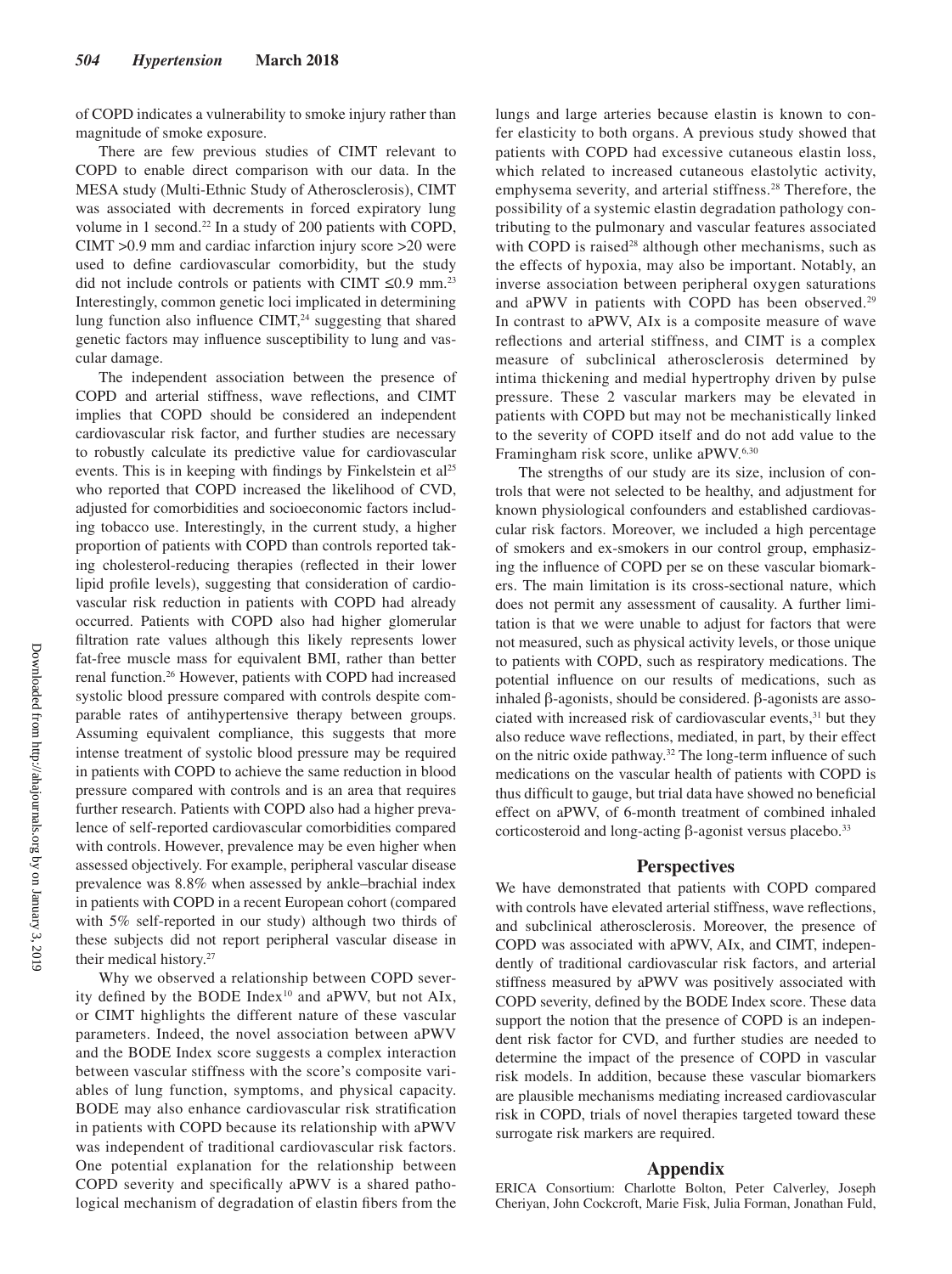of COPD indicates a vulnerability to smoke injury rather than magnitude of smoke exposure.

There are few previous studies of CIMT relevant to COPD to enable direct comparison with our data. In the MESA study (Multi-Ethnic Study of Atherosclerosis), CIMT was associated with decrements in forced expiratory lung volume in 1 second.[22] In a study of 200 patients with COPD, CIMT >0.9 mm and cardiac infarction injury score >20 were used to define cardiovascular comorbidity, but the study did not include controls or patients with CIMT ≤0.9 mm.[23] Interestingly, common genetic loci implicated in determining lung function also influence CIMT,[24] suggesting that shared genetic factors may influence susceptibility to lung and vascular damage.

The independent association between the presence of COPD and arterial stiffness, wave reflections, and CIMT implies that COPD should be considered an independent cardiovascular risk factor, and further studies are necessary to robustly calculate its predictive value for cardiovascular events. This is in keeping with findings by Finkelstein et al[25] who reported that COPD increased the likelihood of CVD, adjusted for comorbidities and socioeconomic factors including tobacco use. Interestingly, in the current study, a higher proportion of patients with COPD than controls reported taking cholesterol-reducing therapies (reflected in their lower lipid profile levels), suggesting that consideration of cardiovascular risk reduction in patients with COPD had already occurred. Patients with COPD also had higher glomerular filtration rate values although this likely represents lower fat-free muscle mass for equivalent BMI, rather than better renal function.[26] However, patients with COPD had increased systolic blood pressure compared with controls despite comparable rates of antihypertensive therapy between groups. Assuming equivalent compliance, this suggests that more intense treatment of systolic blood pressure may be required in patients with COPD to achieve the same reduction in blood pressure compared with controls and is an area that requires further research. Patients with COPD also had a higher prevalence of self-reported cardiovascular comorbidities compared with controls. However, prevalence may be even higher when assessed objectively. For example, peripheral vascular disease prevalence was 8.8% when assessed by ankle–brachial index in patients with COPD in a recent European cohort (compared with 5% self-reported in our study) although two thirds of these subjects did not report peripheral vascular disease in their medical history.[27]

Why we observed a relationship between COPD severity defined by the BODE Index[10] and aPWV, but not AIx, or CIMT highlights the different nature of these vascular parameters. Indeed, the novel association between aPWV and the BODE Index score suggests a complex interaction between vascular stiffness with the score's composite variables of lung function, symptoms, and physical capacity. BODE may also enhance cardiovascular risk stratification in patients with COPD because its relationship with aPWV was independent of traditional cardiovascular risk factors. One potential explanation for the relationship between COPD severity and specifically aPWV is a shared pathological mechanism of degradation of elastin fibers from the lungs and large arteries because elastin is known to confer elasticity to both organs. A previous study showed that patients with COPD had excessive cutaneous elastin loss, which related to increased cutaneous elastolytic activity, emphysema severity, and arterial stiffness.[28] Therefore, the possibility of a systemic elastin degradation pathology contributing to the pulmonary and vascular features associated with COPD is raised[28] although other mechanisms, such as the effects of hypoxia, may also be important. Notably, an inverse association between peripheral oxygen saturations and aPWV in patients with COPD has been observed.[29] In contrast to aPWV, AIx is a composite measure of wave reflections and arterial stiffness, and CIMT is a complex measure of subclinical atherosclerosis determined by intima thickening and medial hypertrophy driven by pulse pressure. These 2 vascular markers may be elevated in patients with COPD but may not be mechanistically linked to the severity of COPD itself and do not add value to the Framingham risk score, unlike aPWV.[6,30]

The strengths of our study are its size, inclusion of controls that were not selected to be healthy, and adjustment for known physiological confounders and established cardiovascular risk factors. Moreover, we included a high percentage of smokers and ex-smokers in our control group, emphasizing the influence of COPD per se on these vascular biomarkers. The main limitation is its cross-sectional nature, which does not permit any assessment of causality. A further limitation is that we were unable to adjust for factors that were not measured, such as physical activity levels, or those unique to patients with COPD, such as respiratory medications. The potential influence on our results of medications, such as inhaled β-agonists, should be considered. β-agonists are associated with increased risk of cardiovascular events,[31] but they also reduce wave reflections, mediated, in part, by their effect on the nitric oxide pathway.[32] The long-term influence of such medications on the vascular health of patients with COPD is thus difficult to gauge, but trial data have showed no beneficial effect on aPWV, of 6-month treatment of combined inhaled corticosteroid and long-acting β-agonist versus placebo.[33]

## Perspectives

We have demonstrated that patients with COPD compared with controls have elevated arterial stiffness, wave reflections, and subclinical atherosclerosis. Moreover, the presence of COPD was associated with aPWV, AIx, and CIMT, independently of traditional cardiovascular risk factors, and arterial stiffness measured by aPWV was positively associated with COPD severity, defined by the BODE Index score. These data support the notion that the presence of COPD is an independent risk factor for CVD, and further studies are needed to determine the impact of the presence of COPD in vascular risk models. In addition, because these vascular biomarkers are plausible mechanisms mediating increased cardiovascular risk in COPD, trials of novel therapies targeted toward these surrogate risk markers are required.

## Appendix

ERICA Consortium: Charlotte Bolton, Peter Calverley, Joseph Cheriyan, John Cockcroft, Marie Fisk, Julia Forman, Jonathan Fuld,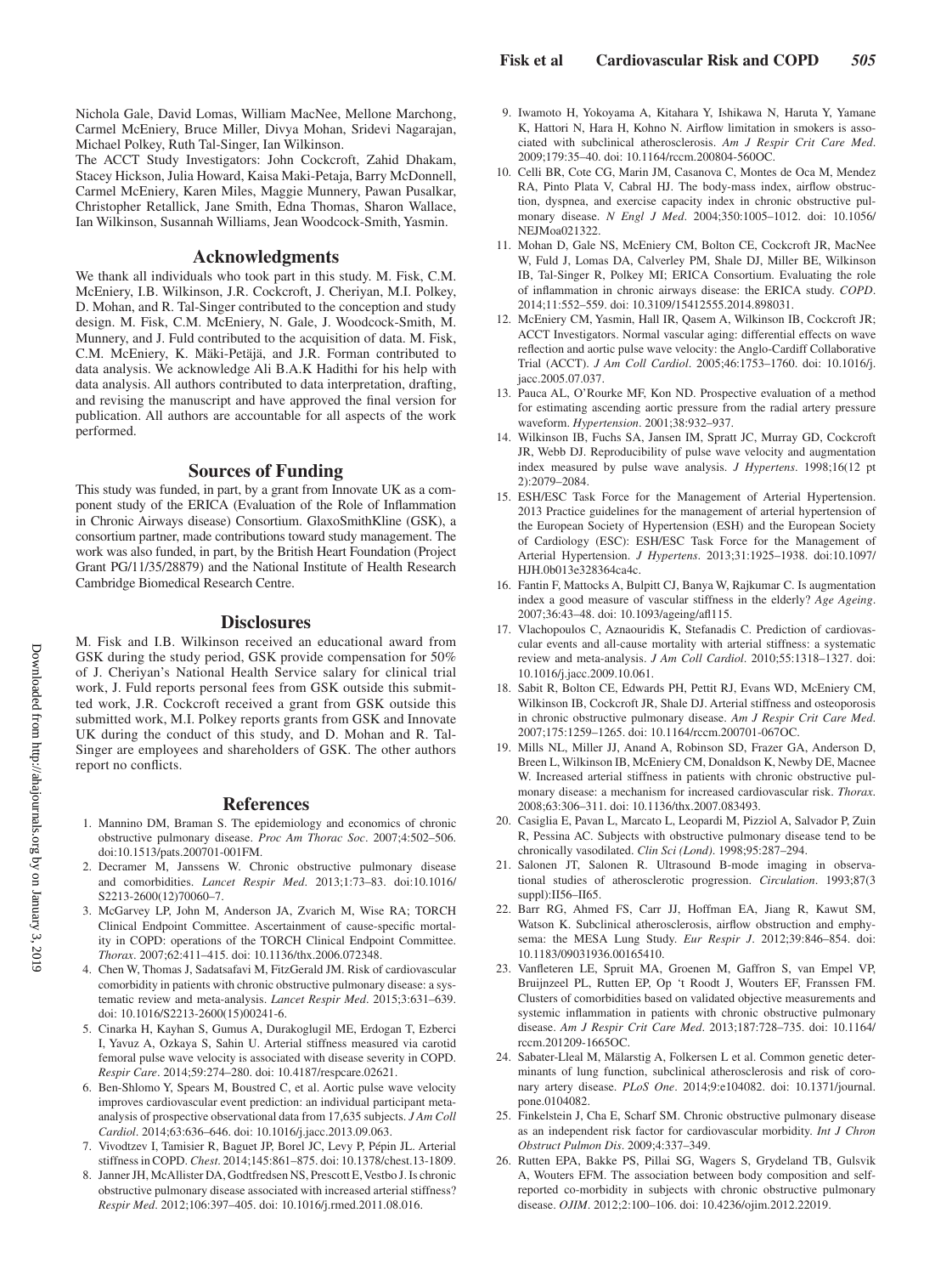Nichola Gale, David Lomas, William MacNee, Mellone Marchong, Carmel McEniery, Bruce Miller, Divya Mohan, Sridevi Nagarajan, Michael Polkey, Ruth Tal-Singer, Ian Wilkinson.

The ACCT Study Investigators: John Cockcroft, Zahid Dhakam, Stacey Hickson, Julia Howard, Kaisa Maki-Petaja, Barry McDonnell, Carmel McEniery, Karen Miles, Maggie Munnery, Pawan Pusalkar, Christopher Retallick, Jane Smith, Edna Thomas, Sharon Wallace, Ian Wilkinson, Susannah Williams, Jean Woodcock-Smith, Yasmin.

## Acknowledgments

We thank all individuals who took part in this study. M. Fisk, C.M. McEniery, I.B. Wilkinson, J.R. Cockcroft, J. Cheriyan, M.I. Polkey, D. Mohan, and R. Tal-Singer contributed to the conception and study design. M. Fisk, C.M. McEniery, N. Gale, J. Woodcock-Smith, M. Munnery, and J. Fuld contributed to the acquisition of data. M. Fisk, C.M. McEniery, K. Mäki-Petäjä, and J.R. Forman contributed to data analysis. We acknowledge Ali B.A.K Hadithi for his help with data analysis. All authors contributed to data interpretation, drafting, and revising the manuscript and have approved the final version for publication. All authors are accountable for all aspects of the work performed.

## Sources of Funding

This study was funded, in part, by a grant from Innovate UK as a component study of the ERICA (Evaluation of the Role of Inflammation in Chronic Airways disease) Consortium. GlaxoSmithKline (GSK), a consortium partner, made contributions toward study management. The work was also funded, in part, by the British Heart Foundation (Project Grant PG/11/35/28879) and the National Institute of Health Research Cambridge Biomedical Research Centre.

## Disclosures

M. Fisk and I.B. Wilkinson received an educational award from GSK during the study period, GSK provide compensation for 50% of J. Cheriyan's National Health Service salary for clinical trial work, J. Fuld reports personal fees from GSK outside this submitted work, J.R. Cockcroft received a grant from GSK outside this submitted work, M.I. Polkey reports grants from GSK and Innovate UK during the conduct of this study, and D. Mohan and R. Tal-Singer are employees and shareholders of GSK. The other authors report no conflicts.

## References

1. Mannino DM, Braman S. The epidemiology and economics of chronic obstructive pulmonary disease. *Proc Am Thorac Soc*. 2007;4:502–506. doi:10.1513/pats.200701-001FM.
2. Decramer M, Janssens W. Chronic obstructive pulmonary disease and comorbidities. *Lancet Respir Med*. 2013;1:73–83. doi:10.1016/S2213-2600(12)70060–7.
3. McGarvey LP, John M, Anderson JA, Zvarich M, Wise RA; TORCH Clinical Endpoint Committee. Ascertainment of cause-specific mortality in COPD: operations of the TORCH Clinical Endpoint Committee. *Thorax*. 2007;62:411–415. doi: 10.1136/thx.2006.072348.
4. Chen W, Thomas J, Sadatsafavi M, FitzGerald JM. Risk of cardiovascular comorbidity in patients with chronic obstructive pulmonary disease: a systematic review and meta-analysis. *Lancet Respir Med*. 2015;3:631–639. doi: 10.1016/S2213-2600(15)00241-6.
5. Cinarka H, Kayhan S, Gumus A, Durakoglugil ME, Erdogan T, Ezberci I, Yavuz A, Ozkaya S, Sahin U. Arterial stiffness measured via carotid femoral pulse wave velocity is associated with disease severity in COPD. *Respir Care*. 2014;59:274–280. doi: 10.4187/respcare.02621.
6. Ben-Shlomo Y, Spears M, Boustred C, et al. Aortic pulse wave velocity improves cardiovascular event prediction: an individual participant meta-analysis of prospective observational data from 17,635 subjects. *J Am Coll Cardiol*. 2014;63:636–646. doi: 10.1016/j.jacc.2013.09.063.
7. Vivodtzev I, Tamisier R, Baguet JP, Borel JC, Levy P, Pépin JL. Arterial stiffness in COPD. *Chest*. 2014;145:861–875. doi: 10.1378/chest.13-1809.
8. Janner JH, McAllister DA, Godtfredsen NS, Prescott E, Vestbo J. Is chronic obstructive pulmonary disease associated with increased arterial stiffness? *Respir Med*. 2012;106:397–405. doi: 10.1016/j.rmed.2011.08.016.
9. Iwamoto H, Yokoyama A, Kitahara Y, Ishikawa N, Haruta Y, Yamane K, Hattori N, Hara H, Kohno N. Airflow limitation in smokers is associated with subclinical atherosclerosis. *Am J Respir Crit Care Med*. 2009;179:35–40. doi: 10.1164/rccm.200804-560OC.
10. Celli BR, Cote CG, Marin JM, Casanova C, Montes de Oca M, Mendez RA, Pinto Plata V, Cabral HJ. The body-mass index, airflow obstruction, dyspnea, and exercise capacity index in chronic obstructive pulmonary disease. *N Engl J Med*. 2004;350:1005–1012. doi: 10.1056/NEJMoa021322.
11. Mohan D, Gale NS, McEniery CM, Bolton CE, Cockcroft JR, MacNee W, Fuld J, Lomas DA, Calverley PM, Shale DJ, Miller BE, Wilkinson IB, Tal-Singer R, Polkey MI; ERICA Consortium. Evaluating the role of inflammation in chronic airways disease: the ERICA study. *COPD*. 2014;11:552–559. doi: 10.3109/15412555.2014.898031.
12. McEniery CM, Yasmin, Hall IR, Qasem A, Wilkinson IB, Cockcroft JR; ACCT Investigators. Normal vascular aging: differential effects on wave reflection and aortic pulse wave velocity: the Anglo-Cardiff Collaborative Trial (ACCT). *J Am Coll Cardiol*. 2005;46:1753–1760. doi: 10.1016/j.jacc.2005.07.037.
13. Pauca AL, O'Rourke MF, Kon ND. Prospective evaluation of a method for estimating ascending aortic pressure from the radial artery pressure waveform. *Hypertension*. 2001;38:932–937.
14. Wilkinson IB, Fuchs SA, Jansen IM, Spratt JC, Murray GD, Cockcroft JR, Webb DJ. Reproducibility of pulse wave velocity and augmentation index measured by pulse wave analysis. *J Hypertens*. 1998;16(12 pt 2):2079–2084.
15. ESH/ESC Task Force for the Management of Arterial Hypertension. 2013 Practice guidelines for the management of arterial hypertension of the European Society of Hypertension (ESH) and the European Society of Cardiology (ESC): ESH/ESC Task Force for the Management of Arterial Hypertension. *J Hypertens*. 2013;31:1925–1938. doi:10.1097/HJH.0b013e328364ca4c.
16. Fantin F, Mattocks A, Bulpitt CJ, Banya W, Rajkumar C. Is augmentation index a good measure of vascular stiffness in the elderly? *Age Ageing*. 2007;36:43–48. doi: 10.1093/ageing/afl115.
17. Vlachopoulos C, Aznaouridis K, Stefanadis C. Prediction of cardiovascular events and all-cause mortality with arterial stiffness: a systematic review and meta-analysis. *J Am Coll Cardiol*. 2010;55:1318–1327. doi: 10.1016/j.jacc.2009.10.061.
18. Sabit R, Bolton CE, Edwards PH, Pettit RJ, Evans WD, McEniery CM, Wilkinson IB, Cockcroft JR, Shale DJ. Arterial stiffness and osteoporosis in chronic obstructive pulmonary disease. *Am J Respir Crit Care Med*. 2007;175:1259–1265. doi: 10.1164/rccm.200701-067OC.
19. Mills NL, Miller JJ, Anand A, Robinson SD, Frazer GA, Anderson D, Breen L, Wilkinson IB, McEniery CM, Donaldson K, Newby DE, Macnee W. Increased arterial stiffness in patients with chronic obstructive pulmonary disease: a mechanism for increased cardiovascular risk. *Thorax*. 2008;63:306–311. doi: 10.1136/thx.2007.083493.
20. Casiglia E, Pavan L, Marcato L, Leopardi M, Pizziol A, Salvador P, Zuin R, Pessina AC. Subjects with obstructive pulmonary disease tend to be chronically vasodilated. *Clin Sci (Lond)*. 1998;95:287–294.
21. Salonen JT, Salonen R. Ultrasound B-mode imaging in observational studies of atherosclerotic progression. *Circulation*. 1993;87(3 suppl):II56–II65.
22. Barr RG, Ahmed FS, Carr JJ, Hoffman EA, Jiang R, Kawut SM, Watson K. Subclinical atherosclerosis, airflow obstruction and emphysema: the MESA Lung Study. *Eur Respir J*. 2012;39:846–854. doi: 10.1183/09031936.00165410.
23. Vanfleteren LE, Spruit MA, Groenen M, Gaffron S, van Empel VP, Bruijnzeel PL, Rutten EP, Op 't Roodt J, Wouters EF, Franssen FM. Clusters of comorbidities based on validated objective measurements and systemic inflammation in patients with chronic obstructive pulmonary disease. *Am J Respir Crit Care Med*. 2013;187:728–735. doi: 10.1164/rccm.201209-1665OC.
24. Sabater-Lleal M, Mälarstig A, Folkersen L et al. Common genetic determinants of lung function, subclinical atherosclerosis and risk of coronary artery disease. *PLoS One*. 2014;9:e104082. doi: 10.1371/journal.pone.0104082.
25. Finkelstein J, Cha E, Scharf SM. Chronic obstructive pulmonary disease as an independent risk factor for cardiovascular morbidity. *Int J Chron Obstruct Pulmon Dis*. 2009;4:337–349.
26. Rutten EPA, Bakke PS, Pillai SG, Wagers S, Grydeland TB, Gulsvik A, Wouters EFM. The association between body composition and self-reported co-morbidity in subjects with chronic obstructive pulmonary disease. *OJIM*. 2012;2:100–106. doi: 10.4236/ojim.2012.22019.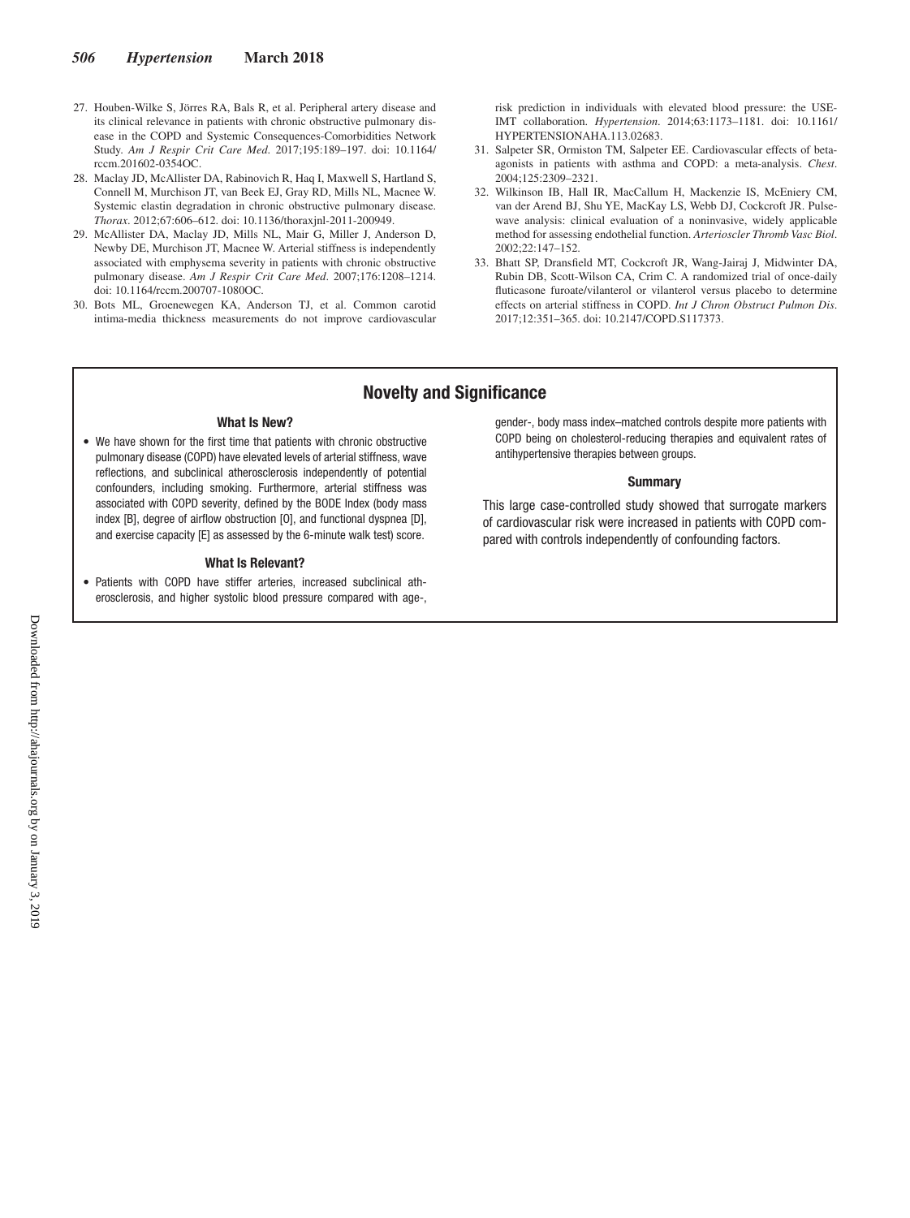27. Houben-Wilke S, Jörres RA, Bals R, et al. Peripheral artery disease and its clinical relevance in patients with chronic obstructive pulmonary disease in the COPD and Systemic Consequences-Comorbidities Network Study. *Am J Respir Crit Care Med*. 2017;195:189–197. doi: 10.1164/rccm.201602-0354OC.
28. Maclay JD, McAllister DA, Rabinovich R, Haq I, Maxwell S, Hartland S, Connell M, Murchison JT, van Beek EJ, Gray RD, Mills NL, Macnee W. Systemic elastin degradation in chronic obstructive pulmonary disease. *Thorax*. 2012;67:606–612. doi: 10.1136/thoraxjnl-2011-200949.
29. McAllister DA, Maclay JD, Mills NL, Mair G, Miller J, Anderson D, Newby DE, Murchison JT, Macnee W. Arterial stiffness is independently associated with emphysema severity in patients with chronic obstructive pulmonary disease. *Am J Respir Crit Care Med*. 2007;176:1208–1214. doi: 10.1164/rccm.200707-1080OC.
30. Bots ML, Groenewegen KA, Anderson TJ, et al. Common carotid intima-media thickness measurements do not improve cardiovascular risk prediction in individuals with elevated blood pressure: the USE-IMT collaboration. *Hypertension*. 2014;63:1173–1181. doi: 10.1161/HYPERTENSIONAHA.113.02683.
31. Salpeter SR, Ormiston TM, Salpeter EE. Cardiovascular effects of beta-agonists in patients with asthma and COPD: a meta-analysis. *Chest*. 2004;125:2309–2321.
32. Wilkinson IB, Hall IR, MacCallum H, Mackenzie IS, McEniery CM, van der Arend BJ, Shu YE, MacKay LS, Webb DJ, Cockcroft JR. Pulse-wave analysis: clinical evaluation of a noninvasive, widely applicable method for assessing endothelial function. *Arterioscler Thromb Vasc Biol*. 2002;22:147–152.
33. Bhatt SP, Dransfield MT, Cockcroft JR, Wang-Jairaj J, Midwinter DA, Rubin DB, Scott-Wilson CA, Crim C. A randomized trial of once-daily fluticasone furoate/vilanterol or vilanterol versus placebo to determine effects on arterial stiffness in COPD. *Int J Chron Obstruct Pulmon Dis*. 2017;12:351–365. doi: 10.2147/COPD.S117373.

## Novelty and Significance

### What Is New?

- We have shown for the first time that patients with chronic obstructive pulmonary disease (COPD) have elevated levels of arterial stiffness, wave reflections, and subclinical atherosclerosis independently of potential confounders, including smoking. Furthermore, arterial stiffness was associated with COPD severity, defined by the BODE Index (body mass index [B], degree of airflow obstruction [O], and functional dyspnea [D], and exercise capacity [E] as assessed by the 6-minute walk test) score.

### What Is Relevant?

- Patients with COPD have stiffer arteries, increased subclinical atherosclerosis, and higher systolic blood pressure compared with age-, gender-, body mass index–matched controls despite more patients with COPD being on cholesterol-reducing therapies and equivalent rates of antihypertensive therapies between groups.

### Summary

This large case-controlled study showed that surrogate markers of cardiovascular risk were increased in patients with COPD compared with controls independently of confounding factors.